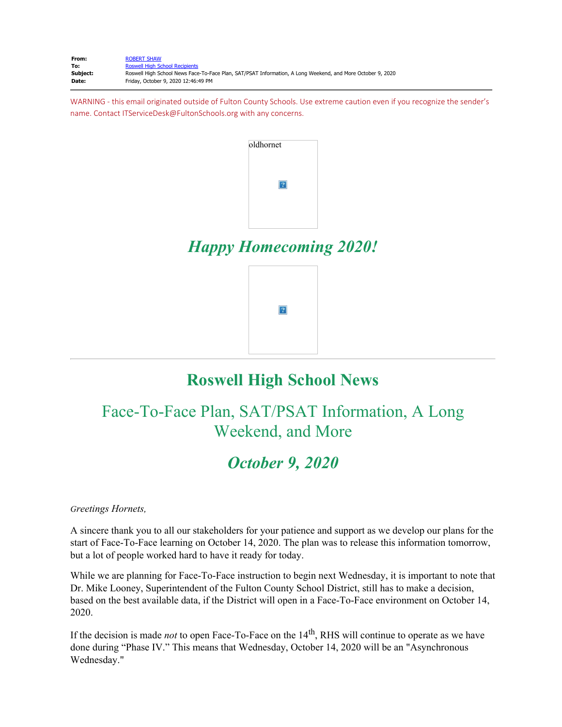**From:** ROBERT SHAW
**To:** Roswell High School Recipients
**Subject:** Roswell High School News Face-To-Face Plan, SAT/PSAT Information, A Long Weekend, and More October 9, 2020
**Date:** Friday, October 9, 2020 12:46:49 PM

WARNING - this email originated outside of Fulton County Schools. Use extreme caution even if you recognize the sender's name. Contact ITServiceDesk@FultonSchools.org with any concerns.

oldhornet

## *Happy Homecoming 2020!*

# Roswell High School News

## Face-To-Face Plan, SAT/PSAT Information, A Long Weekend, and More

## *October 9, 2020*

*Greetings Hornets,*

A sincere thank you to all our stakeholders for your patience and support as we develop our plans for the start of Face-To-Face learning on October 14, 2020. The plan was to release this information tomorrow, but a lot of people worked hard to have it ready for today.

While we are planning for Face-To-Face instruction to begin next Wednesday, it is important to note that Dr. Mike Looney, Superintendent of the Fulton County School District, still has to make a decision, based on the best available data, if the District will open in a Face-To-Face environment on October 14, 2020.

If the decision is made *not* to open Face-To-Face on the 14th, RHS will continue to operate as we have done during "Phase IV." This means that Wednesday, October 14, 2020 will be an "Asynchronous Wednesday."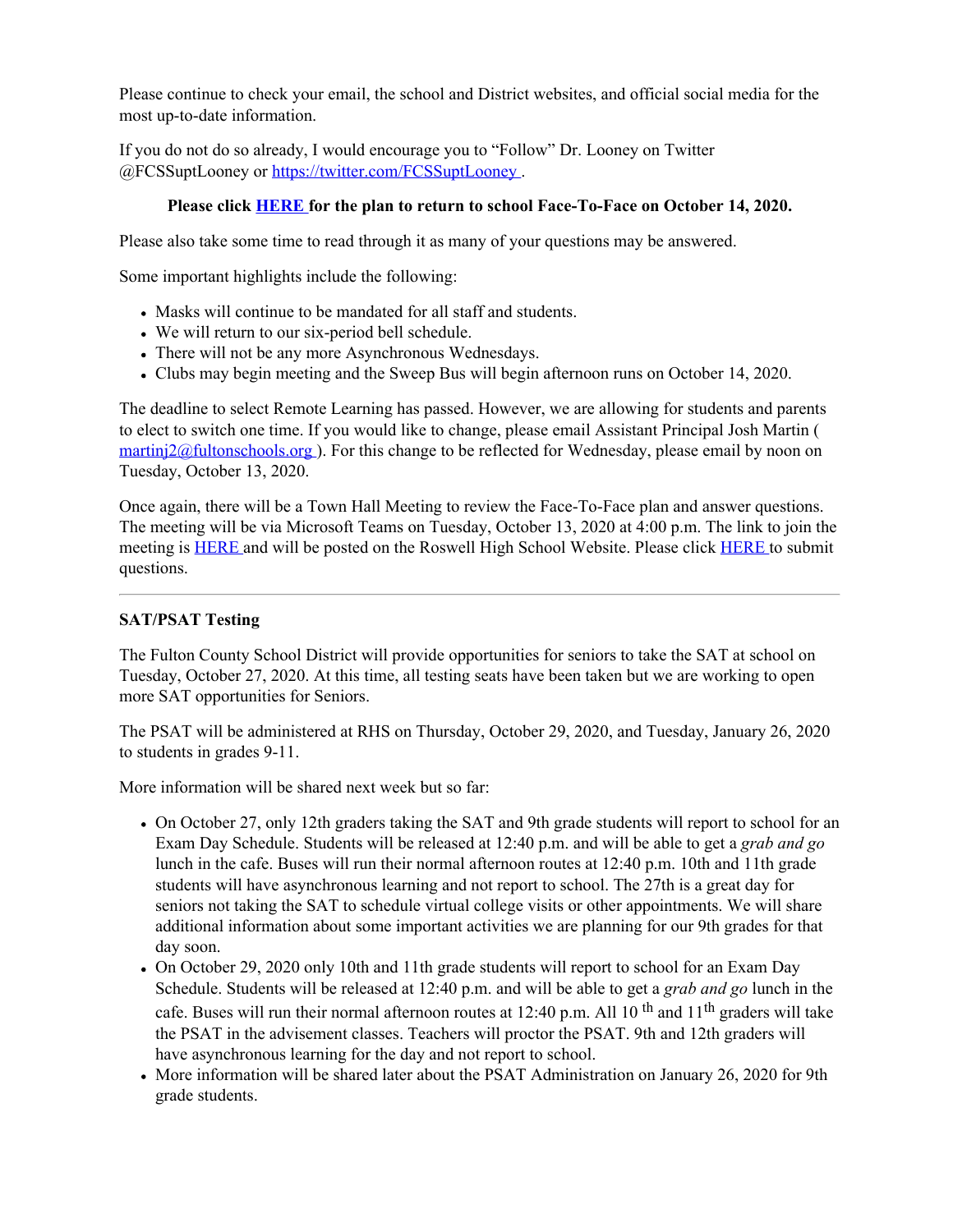Please continue to check your email, the school and District websites, and official social media for the most up-to-date information.

If you do not do so already, I would encourage you to “Follow” Dr. Looney on Twitter @FCSSuptLooney or https://twitter.com/FCSSuptLooney .

**Please click HERE for the plan to return to school Face-To-Face on October 14, 2020.**

Please also take some time to read through it as many of your questions may be answered.

Some important highlights include the following:

- Masks will continue to be mandated for all staff and students.
- We will return to our six-period bell schedule.
- There will not be any more Asynchronous Wednesdays.
- Clubs may begin meeting and the Sweep Bus will begin afternoon runs on October 14, 2020.

The deadline to select Remote Learning has passed. However, we are allowing for students and parents to elect to switch one time. If you would like to change, please email Assistant Principal Josh Martin ( martinj2@fultonschools.org ). For this change to be reflected for Wednesday, please email by noon on Tuesday, October 13, 2020.

Once again, there will be a Town Hall Meeting to review the Face-To-Face plan and answer questions. The meeting will be via Microsoft Teams on Tuesday, October 13, 2020 at 4:00 p.m. The link to join the meeting is HERE and will be posted on the Roswell High School Website. Please click HERE to submit questions.

---

**SAT/PSAT Testing**

The Fulton County School District will provide opportunities for seniors to take the SAT at school on Tuesday, October 27, 2020. At this time, all testing seats have been taken but we are working to open more SAT opportunities for Seniors.

The PSAT will be administered at RHS on Thursday, October 29, 2020, and Tuesday, January 26, 2020 to students in grades 9-11.

More information will be shared next week but so far:

- On October 27, only 12th graders taking the SAT and 9th grade students will report to school for an Exam Day Schedule. Students will be released at 12:40 p.m. and will be able to get a *grab and go* lunch in the cafe. Buses will run their normal afternoon routes at 12:40 p.m. 10th and 11th grade students will have asynchronous learning and not report to school. The 27th is a great day for seniors not taking the SAT to schedule virtual college visits or other appointments. We will share additional information about some important activities we are planning for our 9th grades for that day soon.
- On October 29, 2020 only 10th and 11th grade students will report to school for an Exam Day Schedule. Students will be released at 12:40 p.m. and will be able to get a *grab and go* lunch in the cafe. Buses will run their normal afternoon routes at 12:40 p.m. All 10th and 11th graders will take the PSAT in the advisement classes. Teachers will proctor the PSAT. 9th and 12th graders will have asynchronous learning for the day and not report to school.
- More information will be shared later about the PSAT Administration on January 26, 2020 for 9th grade students.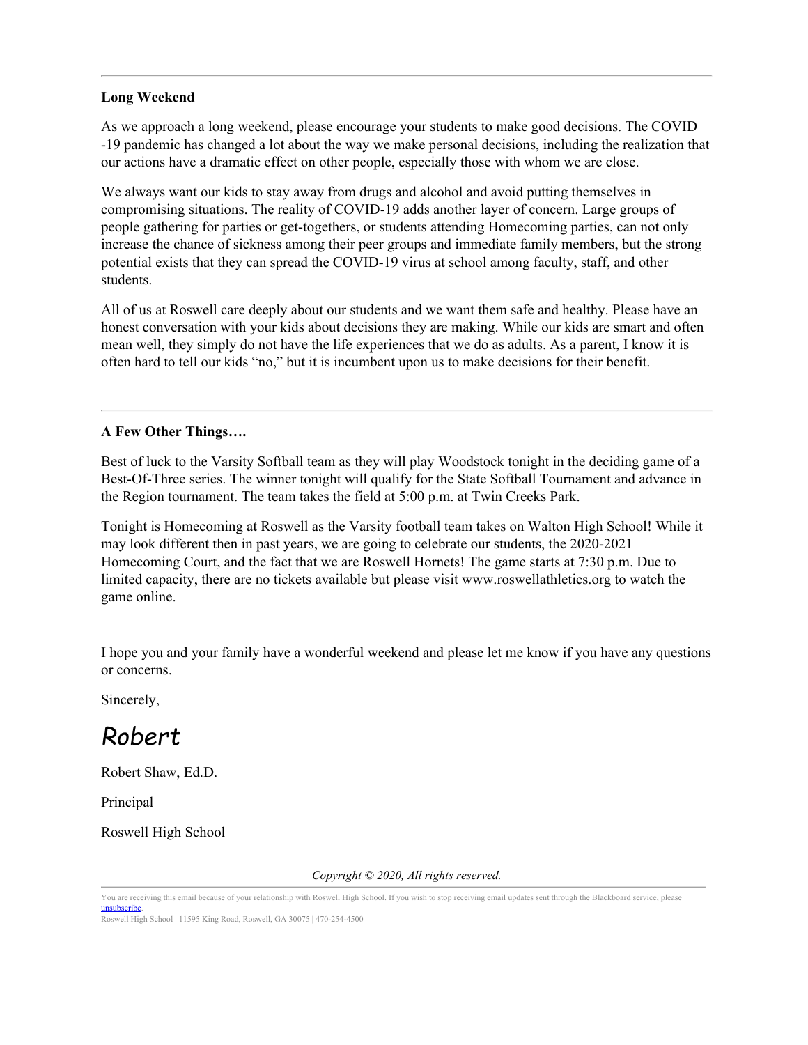---

**Long Weekend**

As we approach a long weekend, please encourage your students to make good decisions. The COVID -19 pandemic has changed a lot about the way we make personal decisions, including the realization that our actions have a dramatic effect on other people, especially those with whom we are close.

We always want our kids to stay away from drugs and alcohol and avoid putting themselves in compromising situations. The reality of COVID-19 adds another layer of concern. Large groups of people gathering for parties or get-togethers, or students attending Homecoming parties, can not only increase the chance of sickness among their peer groups and immediate family members, but the strong potential exists that they can spread the COVID-19 virus at school among faculty, staff, and other students.

All of us at Roswell care deeply about our students and we want them safe and healthy. Please have an honest conversation with your kids about decisions they are making. While our kids are smart and often mean well, they simply do not have the life experiences that we do as adults. As a parent, I know it is often hard to tell our kids "no," but it is incumbent upon us to make decisions for their benefit.

---

**A Few Other Things….**

Best of luck to the Varsity Softball team as they will play Woodstock tonight in the deciding game of a Best-Of-Three series. The winner tonight will qualify for the State Softball Tournament and advance in the Region tournament. The team takes the field at 5:00 p.m. at Twin Creeks Park.

Tonight is Homecoming at Roswell as the Varsity football team takes on Walton High School! While it may look different then in past years, we are going to celebrate our students, the 2020-2021 Homecoming Court, and the fact that we are Roswell Hornets! The game starts at 7:30 p.m. Due to limited capacity, there are no tickets available but please visit www.roswellathletics.org to watch the game online.

I hope you and your family have a wonderful weekend and please let me know if you have any questions or concerns.

Sincerely,

*Robert*

Robert Shaw, Ed.D.

Principal

Roswell High School

*Copyright © 2020, All rights reserved.*

---

You are receiving this email because of your relationship with Roswell High School. If you wish to stop receiving email updates sent through the Blackboard service, please unsubscribe.

Roswell High School | 11595 King Road, Roswell, GA 30075 | 470-254-4500